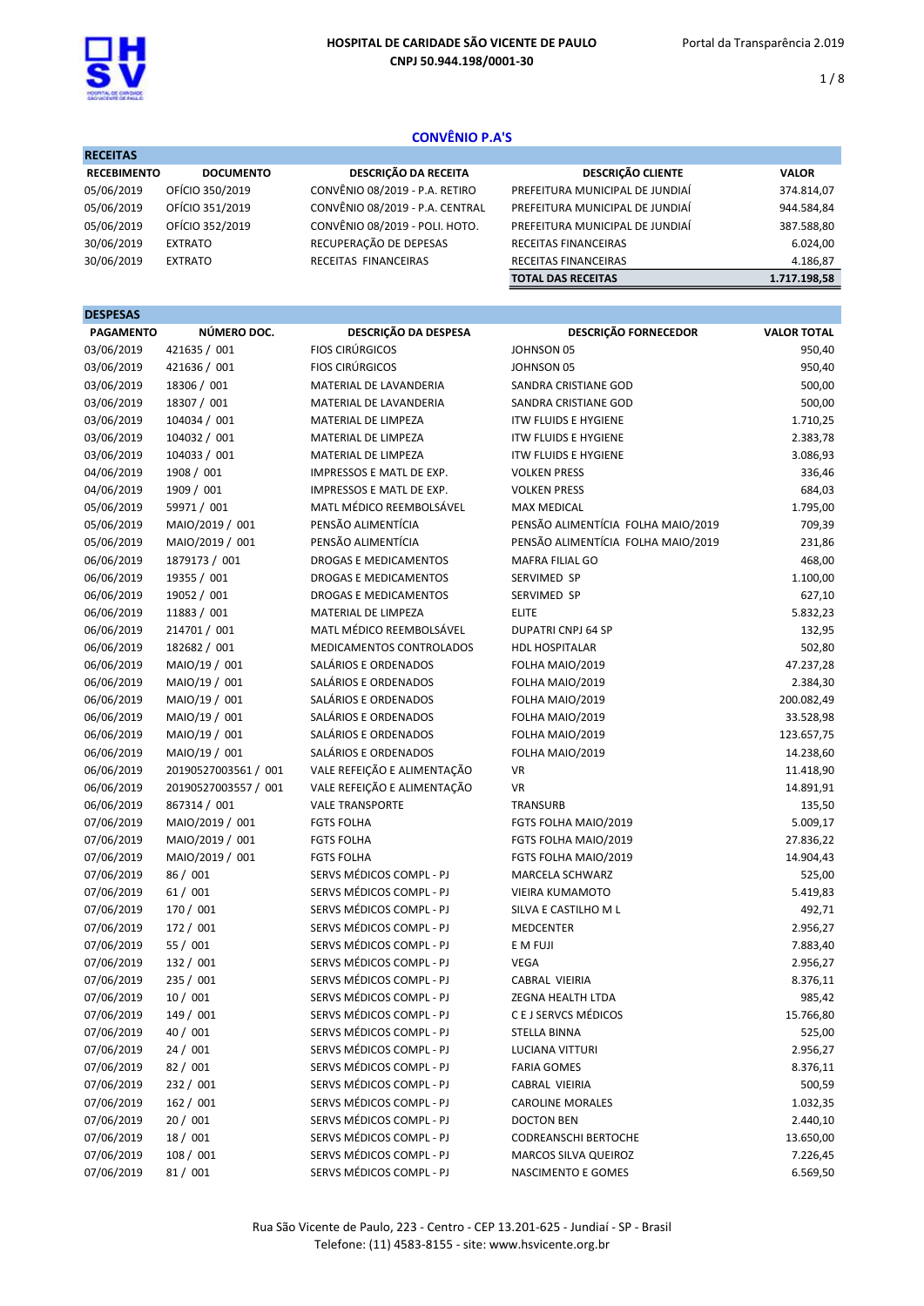# HOSPITAL DE CARIDADE SÃO VICENTE DE PAULO
CNPJ 50.944.198/0001-30

Portal da Transparência 2.019

## CONVÊNIO P.A'S

**RECEITAS**

| RECEBIMENTO | DOCUMENTO | DESCRIÇÃO DA RECEITA | DESCRIÇÃO CLIENTE | VALOR |
|---|---|---|---|---|
| 05/06/2019 | OFÍCIO 350/2019 | CONVÊNIO 08/2019 - P.A. RETIRO | PREFEITURA MUNICIPAL DE JUNDIAÍ | 374.814,07 |
| 05/06/2019 | OFÍCIO 351/2019 | CONVÊNIO 08/2019 - P.A. CENTRAL | PREFEITURA MUNICIPAL DE JUNDIAÍ | 944.584,84 |
| 05/06/2019 | OFÍCIO 352/2019 | CONVÊNIO 08/2019 - POLI. HOTO. | PREFEITURA MUNICIPAL DE JUNDIAÍ | 387.588,80 |
| 30/06/2019 | EXTRATO | RECUPERAÇÃO DE DEPESAS | RECEITAS FINANCEIRAS | 6.024,00 |
| 30/06/2019 | EXTRATO | RECEITAS FINANCEIRAS | RECEITAS FINANCEIRAS | 4.186,87 |
| | | | **TOTAL DAS RECEITAS** | **1.717.198,58** |

**DESPESAS**

| PAGAMENTO | NÚMERO DOC. | DESCRIÇÃO DA DESPESA | DESCRIÇÃO FORNECEDOR | VALOR TOTAL |
|---|---|---|---|---|
| 03/06/2019 | 421635 / 001 | FIOS CIRÚRGICOS | JOHNSON 05 | 950,40 |
| 03/06/2019 | 421636 / 001 | FIOS CIRÚRGICOS | JOHNSON 05 | 950,40 |
| 03/06/2019 | 18306 / 001 | MATERIAL DE LAVANDERIA | SANDRA CRISTIANE GOD | 500,00 |
| 03/06/2019 | 18307 / 001 | MATERIAL DE LAVANDERIA | SANDRA CRISTIANE GOD | 500,00 |
| 03/06/2019 | 104034 / 001 | MATERIAL DE LIMPEZA | ITW FLUIDS E HYGIENE | 1.710,25 |
| 03/06/2019 | 104032 / 001 | MATERIAL DE LIMPEZA | ITW FLUIDS E HYGIENE | 2.383,78 |
| 03/06/2019 | 104033 / 001 | MATERIAL DE LIMPEZA | ITW FLUIDS E HYGIENE | 3.086,93 |
| 04/06/2019 | 1908 / 001 | IMPRESSOS E MATL DE EXP. | VOLKEN PRESS | 336,46 |
| 04/06/2019 | 1909 / 001 | IMPRESSOS E MATL DE EXP. | VOLKEN PRESS | 684,03 |
| 05/06/2019 | 59971 / 001 | MATL MÉDICO REEMBOLSÁVEL | MAX MEDICAL | 1.795,00 |
| 05/06/2019 | MAIO/2019 / 001 | PENSÃO ALIMENTÍCIA | PENSÃO ALIMENTÍCIA FOLHA MAIO/2019 | 709,39 |
| 05/06/2019 | MAIO/2019 / 001 | PENSÃO ALIMENTÍCIA | PENSÃO ALIMENTÍCIA FOLHA MAIO/2019 | 231,86 |
| 06/06/2019 | 1879173 / 001 | DROGAS E MEDICAMENTOS | MAFRA FILIAL GO | 468,00 |
| 06/06/2019 | 19355 / 001 | DROGAS E MEDICAMENTOS | SERVIMED SP | 1.100,00 |
| 06/06/2019 | 19052 / 001 | DROGAS E MEDICAMENTOS | SERVIMED SP | 627,10 |
| 06/06/2019 | 11883 / 001 | MATERIAL DE LIMPEZA | ELITE | 5.832,23 |
| 06/06/2019 | 214701 / 001 | MATL MÉDICO REEMBOLSÁVEL | DUPATRI CNPJ 64 SP | 132,95 |
| 06/06/2019 | 182682 / 001 | MEDICAMENTOS CONTROLADOS | HDL HOSPITALAR | 502,80 |
| 06/06/2019 | MAIO/19 / 001 | SALÁRIOS E ORDENADOS | FOLHA MAIO/2019 | 47.237,28 |
| 06/06/2019 | MAIO/19 / 001 | SALÁRIOS E ORDENADOS | FOLHA MAIO/2019 | 2.384,30 |
| 06/06/2019 | MAIO/19 / 001 | SALÁRIOS E ORDENADOS | FOLHA MAIO/2019 | 200.082,49 |
| 06/06/2019 | MAIO/19 / 001 | SALÁRIOS E ORDENADOS | FOLHA MAIO/2019 | 33.528,98 |
| 06/06/2019 | MAIO/19 / 001 | SALÁRIOS E ORDENADOS | FOLHA MAIO/2019 | 123.657,75 |
| 06/06/2019 | MAIO/19 / 001 | SALÁRIOS E ORDENADOS | FOLHA MAIO/2019 | 14.238,60 |
| 06/06/2019 | 20190527003561 / 001 | VALE REFEIÇÃO E ALIMENTAÇÃO | VR | 11.418,90 |
| 06/06/2019 | 20190527003557 / 001 | VALE REFEIÇÃO E ALIMENTAÇÃO | VR | 14.891,91 |
| 06/06/2019 | 867314 / 001 | VALE TRANSPORTE | TRANSURB | 135,50 |
| 07/06/2019 | MAIO/2019 / 001 | FGTS FOLHA | FGTS FOLHA MAIO/2019 | 5.009,17 |
| 07/06/2019 | MAIO/2019 / 001 | FGTS FOLHA | FGTS FOLHA MAIO/2019 | 27.836,22 |
| 07/06/2019 | MAIO/2019 / 001 | FGTS FOLHA | FGTS FOLHA MAIO/2019 | 14.904,43 |
| 07/06/2019 | 86 / 001 | SERVS MÉDICOS COMPL - PJ | MARCELA SCHWARZ | 525,00 |
| 07/06/2019 | 61 / 001 | SERVS MÉDICOS COMPL - PJ | VIEIRA KUMAMOTO | 5.419,83 |
| 07/06/2019 | 170 / 001 | SERVS MÉDICOS COMPL - PJ | SILVA E CASTILHO M L | 492,71 |
| 07/06/2019 | 172 / 001 | SERVS MÉDICOS COMPL - PJ | MEDCENTER | 2.956,27 |
| 07/06/2019 | 55 / 001 | SERVS MÉDICOS COMPL - PJ | E M FUJI | 7.883,40 |
| 07/06/2019 | 132 / 001 | SERVS MÉDICOS COMPL - PJ | VEGA | 2.956,27 |
| 07/06/2019 | 235 / 001 | SERVS MÉDICOS COMPL - PJ | CABRAL VIEIRIA | 8.376,11 |
| 07/06/2019 | 10 / 001 | SERVS MÉDICOS COMPL - PJ | ZEGNA HEALTH LTDA | 985,42 |
| 07/06/2019 | 149 / 001 | SERVS MÉDICOS COMPL - PJ | C E J SERVCS MÉDICOS | 15.766,80 |
| 07/06/2019 | 40 / 001 | SERVS MÉDICOS COMPL - PJ | STELLA BINNA | 525,00 |
| 07/06/2019 | 24 / 001 | SERVS MÉDICOS COMPL - PJ | LUCIANA VITTURI | 2.956,27 |
| 07/06/2019 | 82 / 001 | SERVS MÉDICOS COMPL - PJ | FARIA GOMES | 8.376,11 |
| 07/06/2019 | 232 / 001 | SERVS MÉDICOS COMPL - PJ | CABRAL VIEIRIA | 500,59 |
| 07/06/2019 | 162 / 001 | SERVS MÉDICOS COMPL - PJ | CAROLINE MORALES | 1.032,35 |
| 07/06/2019 | 20 / 001 | SERVS MÉDICOS COMPL - PJ | DOCTON BEN | 2.440,10 |
| 07/06/2019 | 18 / 001 | SERVS MÉDICOS COMPL - PJ | CODREANSCHI BERTOCHE | 13.650,00 |
| 07/06/2019 | 108 / 001 | SERVS MÉDICOS COMPL - PJ | MARCOS SILVA QUEIROZ | 7.226,45 |
| 07/06/2019 | 81 / 001 | SERVS MÉDICOS COMPL - PJ | NASCIMENTO E GOMES | 6.569,50 |

Rua São Vicente de Paulo, 223 - Centro - CEP 13.201-625 - Jundiaí - SP - Brasil
Telefone: (11) 4583-8155 - site: www.hsvicente.org.br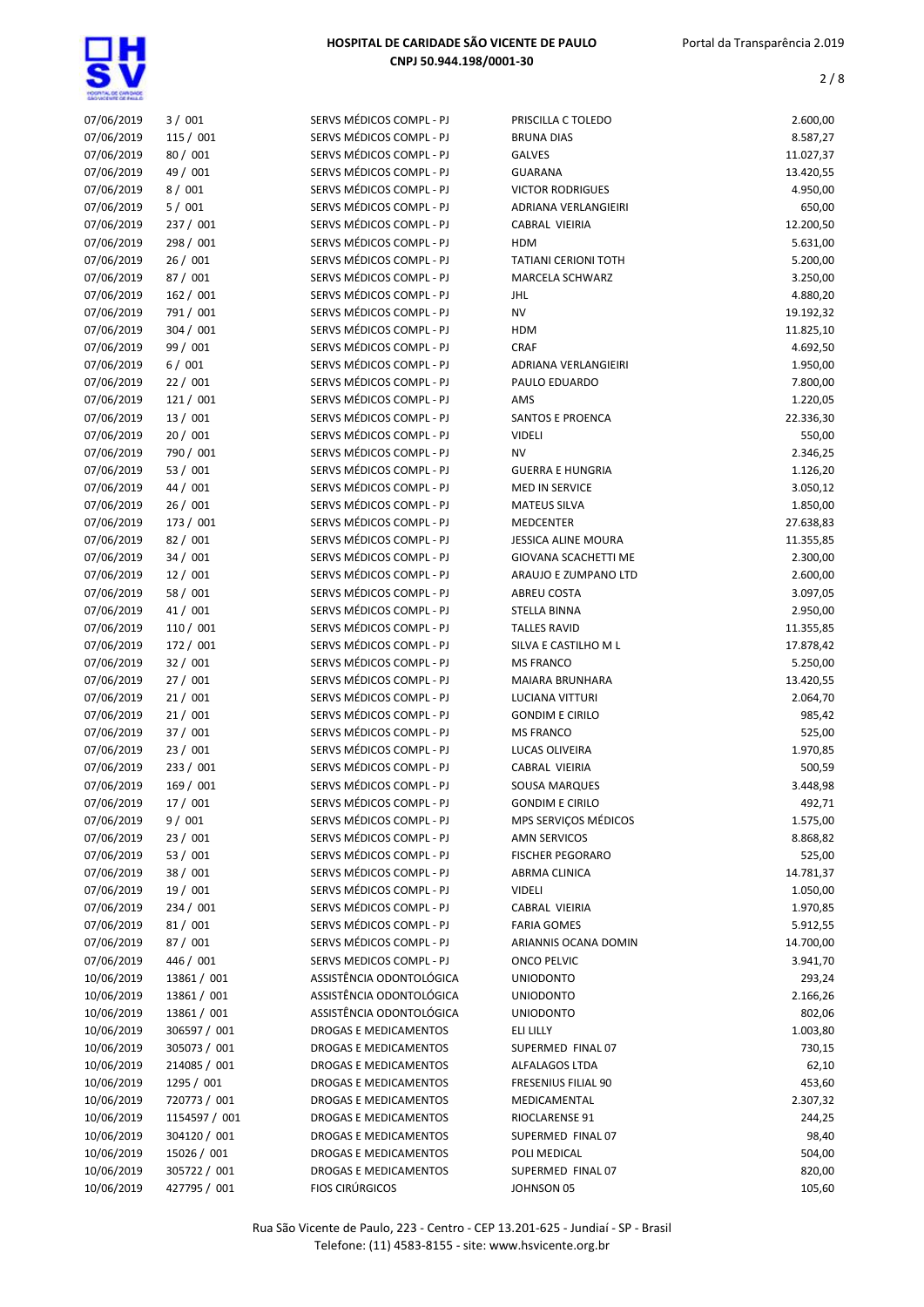| | | | | |
|---|---|---|---|---|
| 07/06/2019 | 3 / 001 | SERVS MÉDICOS COMPL - PJ | PRISCILLA C TOLEDO | 2.600,00 |
| 07/06/2019 | 115 / 001 | SERVS MÉDICOS COMPL - PJ | BRUNA DIAS | 8.587,27 |
| 07/06/2019 | 80 / 001 | SERVS MÉDICOS COMPL - PJ | GALVES | 11.027,37 |
| 07/06/2019 | 49 / 001 | SERVS MÉDICOS COMPL - PJ | GUARANA | 13.420,55 |
| 07/06/2019 | 8 / 001 | SERVS MÉDICOS COMPL - PJ | VICTOR RODRIGUES | 4.950,00 |
| 07/06/2019 | 5 / 001 | SERVS MÉDICOS COMPL - PJ | ADRIANA VERLANGIEIRI | 650,00 |
| 07/06/2019 | 237 / 001 | SERVS MÉDICOS COMPL - PJ | CABRAL VIEIRIA | 12.200,50 |
| 07/06/2019 | 298 / 001 | SERVS MÉDICOS COMPL - PJ | HDM | 5.631,00 |
| 07/06/2019 | 26 / 001 | SERVS MÉDICOS COMPL - PJ | TATIANI CERIONI TOTH | 5.200,00 |
| 07/06/2019 | 87 / 001 | SERVS MÉDICOS COMPL - PJ | MARCELA SCHWARZ | 3.250,00 |
| 07/06/2019 | 162 / 001 | SERVS MÉDICOS COMPL - PJ | JHL | 4.880,20 |
| 07/06/2019 | 791 / 001 | SERVS MÉDICOS COMPL - PJ | NV | 19.192,32 |
| 07/06/2019 | 304 / 001 | SERVS MÉDICOS COMPL - PJ | HDM | 11.825,10 |
| 07/06/2019 | 99 / 001 | SERVS MÉDICOS COMPL - PJ | CRAF | 4.692,50 |
| 07/06/2019 | 6 / 001 | SERVS MÉDICOS COMPL - PJ | ADRIANA VERLANGIEIRI | 1.950,00 |
| 07/06/2019 | 22 / 001 | SERVS MÉDICOS COMPL - PJ | PAULO EDUARDO | 7.800,00 |
| 07/06/2019 | 121 / 001 | SERVS MÉDICOS COMPL - PJ | AMS | 1.220,05 |
| 07/06/2019 | 13 / 001 | SERVS MÉDICOS COMPL - PJ | SANTOS E PROENCA | 22.336,30 |
| 07/06/2019 | 20 / 001 | SERVS MÉDICOS COMPL - PJ | VIDELI | 550,00 |
| 07/06/2019 | 790 / 001 | SERVS MÉDICOS COMPL - PJ | NV | 2.346,25 |
| 07/06/2019 | 53 / 001 | SERVS MÉDICOS COMPL - PJ | GUERRA E HUNGRIA | 1.126,20 |
| 07/06/2019 | 44 / 001 | SERVS MÉDICOS COMPL - PJ | MED IN SERVICE | 3.050,12 |
| 07/06/2019 | 26 / 001 | SERVS MÉDICOS COMPL - PJ | MATEUS SILVA | 1.850,00 |
| 07/06/2019 | 173 / 001 | SERVS MÉDICOS COMPL - PJ | MEDCENTER | 27.638,83 |
| 07/06/2019 | 82 / 001 | SERVS MÉDICOS COMPL - PJ | JESSICA ALINE MOURA | 11.355,85 |
| 07/06/2019 | 34 / 001 | SERVS MÉDICOS COMPL - PJ | GIOVANA SCACHETTI ME | 2.300,00 |
| 07/06/2019 | 12 / 001 | SERVS MÉDICOS COMPL - PJ | ARAUJO E ZUMPANO LTD | 2.600,00 |
| 07/06/2019 | 58 / 001 | SERVS MÉDICOS COMPL - PJ | ABREU COSTA | 3.097,05 |
| 07/06/2019 | 41 / 001 | SERVS MÉDICOS COMPL - PJ | STELLA BINNA | 2.950,00 |
| 07/06/2019 | 110 / 001 | SERVS MÉDICOS COMPL - PJ | TALLES RAVID | 11.355,85 |
| 07/06/2019 | 172 / 001 | SERVS MÉDICOS COMPL - PJ | SILVA E CASTILHO M L | 17.878,42 |
| 07/06/2019 | 32 / 001 | SERVS MÉDICOS COMPL - PJ | MS FRANCO | 5.250,00 |
| 07/06/2019 | 27 / 001 | SERVS MÉDICOS COMPL - PJ | MAIARA BRUNHARA | 13.420,55 |
| 07/06/2019 | 21 / 001 | SERVS MÉDICOS COMPL - PJ | LUCIANA VITTURI | 2.064,70 |
| 07/06/2019 | 21 / 001 | SERVS MÉDICOS COMPL - PJ | GONDIM E CIRILO | 985,42 |
| 07/06/2019 | 37 / 001 | SERVS MÉDICOS COMPL - PJ | MS FRANCO | 525,00 |
| 07/06/2019 | 23 / 001 | SERVS MÉDICOS COMPL - PJ | LUCAS OLIVEIRA | 1.970,85 |
| 07/06/2019 | 233 / 001 | SERVS MÉDICOS COMPL - PJ | CABRAL VIEIRIA | 500,59 |
| 07/06/2019 | 169 / 001 | SERVS MÉDICOS COMPL - PJ | SOUSA MARQUES | 3.448,98 |
| 07/06/2019 | 17 / 001 | SERVS MÉDICOS COMPL - PJ | GONDIM E CIRILO | 492,71 |
| 07/06/2019 | 9 / 001 | SERVS MÉDICOS COMPL - PJ | MPS SERVIÇOS MÉDICOS | 1.575,00 |
| 07/06/2019 | 23 / 001 | SERVS MÉDICOS COMPL - PJ | AMN SERVICOS | 8.868,82 |
| 07/06/2019 | 53 / 001 | SERVS MÉDICOS COMPL - PJ | FISCHER PEGORARO | 525,00 |
| 07/06/2019 | 38 / 001 | SERVS MÉDICOS COMPL - PJ | ABRMA CLINICA | 14.781,37 |
| 07/06/2019 | 19 / 001 | SERVS MÉDICOS COMPL - PJ | VIDELI | 1.050,00 |
| 07/06/2019 | 234 / 001 | SERVS MÉDICOS COMPL - PJ | CABRAL VIEIRIA | 1.970,85 |
| 07/06/2019 | 81 / 001 | SERVS MÉDICOS COMPL - PJ | FARIA GOMES | 5.912,55 |
| 07/06/2019 | 87 / 001 | SERVS MÉDICOS COMPL - PJ | ARIANNIS OCANA DOMIN | 14.700,00 |
| 07/06/2019 | 446 / 001 | SERVS MÉDICOS COMPL - PJ | ONCO PELVIC | 3.941,70 |
| 10/06/2019 | 13861 / 001 | ASSISTÊNCIA ODONTOLÓGICA | UNIODONTO | 293,24 |
| 10/06/2019 | 13861 / 001 | ASSISTÊNCIA ODONTOLÓGICA | UNIODONTO | 2.166,26 |
| 10/06/2019 | 13861 / 001 | ASSISTÊNCIA ODONTOLÓGICA | UNIODONTO | 802,06 |
| 10/06/2019 | 306597 / 001 | DROGAS E MEDICAMENTOS | ELI LILLY | 1.003,80 |
| 10/06/2019 | 305073 / 001 | DROGAS E MEDICAMENTOS | SUPERMED FINAL 07 | 730,15 |
| 10/06/2019 | 214085 / 001 | DROGAS E MEDICAMENTOS | ALFALAGOS LTDA | 62,10 |
| 10/06/2019 | 1295 / 001 | DROGAS E MEDICAMENTOS | FRESENIUS FILIAL 90 | 453,60 |
| 10/06/2019 | 720773 / 001 | DROGAS E MEDICAMENTOS | MEDICAMENTAL | 2.307,32 |
| 10/06/2019 | 1154597 / 001 | DROGAS E MEDICAMENTOS | RIOCLARENSE 91 | 244,25 |
| 10/06/2019 | 304120 / 001 | DROGAS E MEDICAMENTOS | SUPERMED FINAL 07 | 98,40 |
| 10/06/2019 | 15026 / 001 | DROGAS E MEDICAMENTOS | POLI MEDICAL | 504,00 |
| 10/06/2019 | 305722 / 001 | DROGAS E MEDICAMENTOS | SUPERMED FINAL 07 | 820,00 |
| 10/06/2019 | 427795 / 001 | FIOS CIRÚRGICOS | JOHNSON 05 | 105,60 |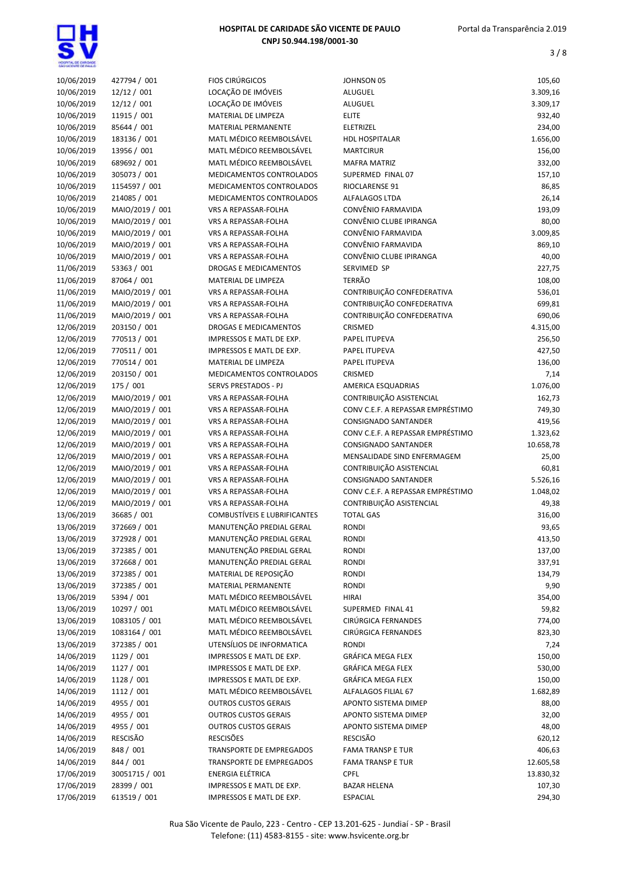| | | | | |
|---|---|---|---|---|
| 10/06/2019 | 427794 / 001 | FIOS CIRÚRGICOS | JOHNSON 05 | 105,60 |
| 10/06/2019 | 12/12 / 001 | LOCAÇÃO DE IMÓVEIS | ALUGUEL | 3.309,16 |
| 10/06/2019 | 12/12 / 001 | LOCAÇÃO DE IMÓVEIS | ALUGUEL | 3.309,17 |
| 10/06/2019 | 11915 / 001 | MATERIAL DE LIMPEZA | ELITE | 932,40 |
| 10/06/2019 | 85644 / 001 | MATERIAL PERMANENTE | ELETRIZEL | 234,00 |
| 10/06/2019 | 183136 / 001 | MATL MÉDICO REEMBOLSÁVEL | HDL HOSPITALAR | 1.656,00 |
| 10/06/2019 | 13956 / 001 | MATL MÉDICO REEMBOLSÁVEL | MARTCIRUR | 156,00 |
| 10/06/2019 | 689692 / 001 | MATL MÉDICO REEMBOLSÁVEL | MAFRA MATRIZ | 332,00 |
| 10/06/2019 | 305073 / 001 | MEDICAMENTOS CONTROLADOS | SUPERMED FINAL 07 | 157,10 |
| 10/06/2019 | 1154597 / 001 | MEDICAMENTOS CONTROLADOS | RIOCLARENSE 91 | 86,85 |
| 10/06/2019 | 214085 / 001 | MEDICAMENTOS CONTROLADOS | ALFALAGOS LTDA | 26,14 |
| 10/06/2019 | MAIO/2019 / 001 | VRS A REPASSAR-FOLHA | CONVÊNIO FARMAVIDA | 193,09 |
| 10/06/2019 | MAIO/2019 / 001 | VRS A REPASSAR-FOLHA | CONVÊNIO CLUBE IPIRANGA | 80,00 |
| 10/06/2019 | MAIO/2019 / 001 | VRS A REPASSAR-FOLHA | CONVÊNIO FARMAVIDA | 3.009,85 |
| 10/06/2019 | MAIO/2019 / 001 | VRS A REPASSAR-FOLHA | CONVÊNIO FARMAVIDA | 869,10 |
| 10/06/2019 | MAIO/2019 / 001 | VRS A REPASSAR-FOLHA | CONVÊNIO CLUBE IPIRANGA | 40,00 |
| 11/06/2019 | 53363 / 001 | DROGAS E MEDICAMENTOS | SERVIMED SP | 227,75 |
| 11/06/2019 | 87064 / 001 | MATERIAL DE LIMPEZA | TERRÃO | 108,00 |
| 11/06/2019 | MAIO/2019 / 001 | VRS A REPASSAR-FOLHA | CONTRIBUIÇÃO CONFEDERATIVA | 536,01 |
| 11/06/2019 | MAIO/2019 / 001 | VRS A REPASSAR-FOLHA | CONTRIBUIÇÃO CONFEDERATIVA | 699,81 |
| 11/06/2019 | MAIO/2019 / 001 | VRS A REPASSAR-FOLHA | CONTRIBUIÇÃO CONFEDERATIVA | 690,06 |
| 12/06/2019 | 203150 / 001 | DROGAS E MEDICAMENTOS | CRISMED | 4.315,00 |
| 12/06/2019 | 770513 / 001 | IMPRESSOS E MATL DE EXP. | PAPEL ITUPEVA | 256,50 |
| 12/06/2019 | 770511 / 001 | IMPRESSOS E MATL DE EXP. | PAPEL ITUPEVA | 427,50 |
| 12/06/2019 | 770514 / 001 | MATERIAL DE LIMPEZA | PAPEL ITUPEVA | 136,00 |
| 12/06/2019 | 203150 / 001 | MEDICAMENTOS CONTROLADOS | CRISMED | 7,14 |
| 12/06/2019 | 175 / 001 | SERVS PRESTADOS - PJ | AMERICA ESQUADRIAS | 1.076,00 |
| 12/06/2019 | MAIO/2019 / 001 | VRS A REPASSAR-FOLHA | CONTRIBUIÇÃO ASISTENCIAL | 162,73 |
| 12/06/2019 | MAIO/2019 / 001 | VRS A REPASSAR-FOLHA | CONV C.E.F. A REPASSAR EMPRÉSTIMO | 749,30 |
| 12/06/2019 | MAIO/2019 / 001 | VRS A REPASSAR-FOLHA | CONSIGNADO SANTANDER | 419,56 |
| 12/06/2019 | MAIO/2019 / 001 | VRS A REPASSAR-FOLHA | CONV C.E.F. A REPASSAR EMPRÉSTIMO | 1.323,62 |
| 12/06/2019 | MAIO/2019 / 001 | VRS A REPASSAR-FOLHA | CONSIGNADO SANTANDER | 10.658,78 |
| 12/06/2019 | MAIO/2019 / 001 | VRS A REPASSAR-FOLHA | MENSALIDADE SIND ENFERMAGEM | 25,00 |
| 12/06/2019 | MAIO/2019 / 001 | VRS A REPASSAR-FOLHA | CONTRIBUIÇÃO ASISTENCIAL | 60,81 |
| 12/06/2019 | MAIO/2019 / 001 | VRS A REPASSAR-FOLHA | CONSIGNADO SANTANDER | 5.526,16 |
| 12/06/2019 | MAIO/2019 / 001 | VRS A REPASSAR-FOLHA | CONV C.E.F. A REPASSAR EMPRÉSTIMO | 1.048,02 |
| 12/06/2019 | MAIO/2019 / 001 | VRS A REPASSAR-FOLHA | CONTRIBUIÇÃO ASISTENCIAL | 49,38 |
| 13/06/2019 | 36685 / 001 | COMBUSTÍVEIS E LUBRIFICANTES | TOTAL GAS | 316,00 |
| 13/06/2019 | 372669 / 001 | MANUTENÇÃO PREDIAL GERAL | RONDI | 93,65 |
| 13/06/2019 | 372928 / 001 | MANUTENÇÃO PREDIAL GERAL | RONDI | 413,50 |
| 13/06/2019 | 372385 / 001 | MANUTENÇÃO PREDIAL GERAL | RONDI | 137,00 |
| 13/06/2019 | 372668 / 001 | MANUTENÇÃO PREDIAL GERAL | RONDI | 337,91 |
| 13/06/2019 | 372385 / 001 | MATERIAL DE REPOSIÇÃO | RONDI | 134,79 |
| 13/06/2019 | 372385 / 001 | MATERIAL PERMANENTE | RONDI | 9,90 |
| 13/06/2019 | 5394 / 001 | MATL MÉDICO REEMBOLSÁVEL | HIRAI | 354,00 |
| 13/06/2019 | 10297 / 001 | MATL MÉDICO REEMBOLSÁVEL | SUPERMED FINAL 41 | 59,82 |
| 13/06/2019 | 1083105 / 001 | MATL MÉDICO REEMBOLSÁVEL | CIRÚRGICA FERNANDES | 774,00 |
| 13/06/2019 | 1083164 / 001 | MATL MÉDICO REEMBOLSÁVEL | CIRÚRGICA FERNANDES | 823,30 |
| 13/06/2019 | 372385 / 001 | UTENSÍLIOS DE INFORMATICA | RONDI | 7,24 |
| 14/06/2019 | 1129 / 001 | IMPRESSOS E MATL DE EXP. | GRÁFICA MEGA FLEX | 150,00 |
| 14/06/2019 | 1127 / 001 | IMPRESSOS E MATL DE EXP. | GRÁFICA MEGA FLEX | 530,00 |
| 14/06/2019 | 1128 / 001 | IMPRESSOS E MATL DE EXP. | GRÁFICA MEGA FLEX | 150,00 |
| 14/06/2019 | 1112 / 001 | MATL MÉDICO REEMBOLSÁVEL | ALFALAGOS FILIAL 67 | 1.682,89 |
| 14/06/2019 | 4955 / 001 | OUTROS CUSTOS GERAIS | APONTO SISTEMA DIMEP | 88,00 |
| 14/06/2019 | 4955 / 001 | OUTROS CUSTOS GERAIS | APONTO SISTEMA DIMEP | 32,00 |
| 14/06/2019 | 4955 / 001 | OUTROS CUSTOS GERAIS | APONTO SISTEMA DIMEP | 48,00 |
| 14/06/2019 | RESCISÃO | RESCISÕES | RESCISÃO | 620,12 |
| 14/06/2019 | 848 / 001 | TRANSPORTE DE EMPREGADOS | FAMA TRANSP E TUR | 406,63 |
| 14/06/2019 | 844 / 001 | TRANSPORTE DE EMPREGADOS | FAMA TRANSP E TUR | 12.605,58 |
| 17/06/2019 | 30051715 / 001 | ENERGIA ELÉTRICA | CPFL | 13.830,32 |
| 17/06/2019 | 28399 / 001 | IMPRESSOS E MATL DE EXP. | BAZAR HELENA | 107,30 |
| 17/06/2019 | 613519 / 001 | IMPRESSOS E MATL DE EXP. | ESPACIAL | 294,30 |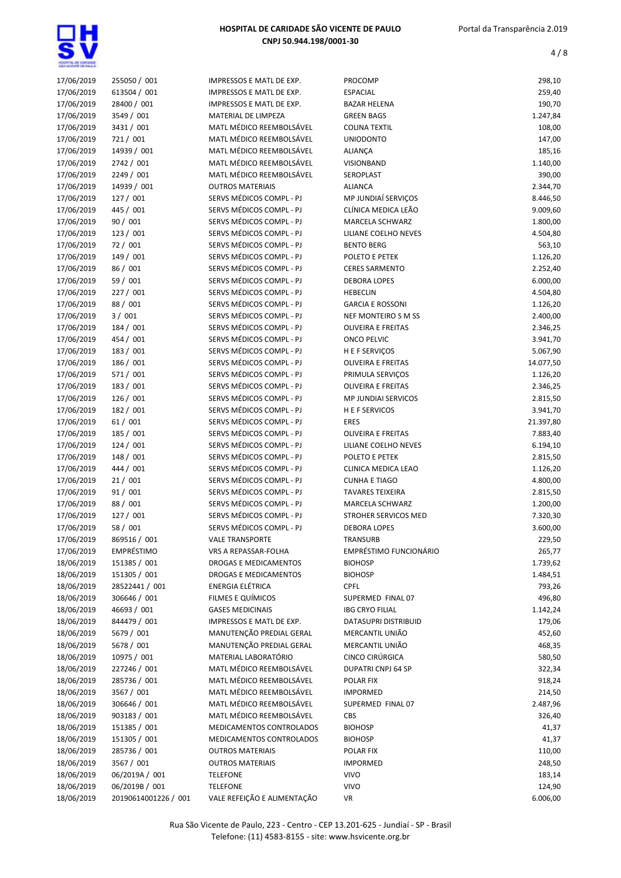| | | | | |
|---|---|---|---|---|
| 17/06/2019 | 255050 / 001 | IMPRESSOS E MATL DE EXP. | PROCOMP | 298,10 |
| 17/06/2019 | 613504 / 001 | IMPRESSOS E MATL DE EXP. | ESPACIAL | 259,40 |
| 17/06/2019 | 28400 / 001 | IMPRESSOS E MATL DE EXP. | BAZAR HELENA | 190,70 |
| 17/06/2019 | 3549 / 001 | MATERIAL DE LIMPEZA | GREEN BAGS | 1.247,84 |
| 17/06/2019 | 3431 / 001 | MATL MÉDICO REEMBOLSÁVEL | COLINA TEXTIL | 108,00 |
| 17/06/2019 | 721 / 001 | MATL MÉDICO REEMBOLSÁVEL | UNIODONTO | 147,00 |
| 17/06/2019 | 14939 / 001 | MATL MÉDICO REEMBOLSÁVEL | ALIANÇA | 185,16 |
| 17/06/2019 | 2742 / 001 | MATL MÉDICO REEMBOLSÁVEL | VISIONBAND | 1.140,00 |
| 17/06/2019 | 2249 / 001 | MATL MÉDICO REEMBOLSÁVEL | SEROPLAST | 390,00 |
| 17/06/2019 | 14939 / 001 | OUTROS MATERIAIS | ALIANCA | 2.344,70 |
| 17/06/2019 | 127 / 001 | SERVS MÉDICOS COMPL - PJ | MP JUNDIAÍ SERVIÇOS | 8.446,50 |
| 17/06/2019 | 445 / 001 | SERVS MÉDICOS COMPL - PJ | CLÍNICA MEDICA LEÃO | 9.009,60 |
| 17/06/2019 | 90 / 001 | SERVS MÉDICOS COMPL - PJ | MARCELA SCHWARZ | 1.800,00 |
| 17/06/2019 | 123 / 001 | SERVS MÉDICOS COMPL - PJ | LILIANE COELHO NEVES | 4.504,80 |
| 17/06/2019 | 72 / 001 | SERVS MÉDICOS COMPL - PJ | BENTO BERG | 563,10 |
| 17/06/2019 | 149 / 001 | SERVS MÉDICOS COMPL - PJ | POLETO E PETEK | 1.126,20 |
| 17/06/2019 | 86 / 001 | SERVS MÉDICOS COMPL - PJ | CERES SARMENTO | 2.252,40 |
| 17/06/2019 | 59 / 001 | SERVS MÉDICOS COMPL - PJ | DEBORA LOPES | 6.000,00 |
| 17/06/2019 | 227 / 001 | SERVS MÉDICOS COMPL - PJ | HEBECLIN | 4.504,80 |
| 17/06/2019 | 88 / 001 | SERVS MÉDICOS COMPL - PJ | GARCIA E ROSSONI | 1.126,20 |
| 17/06/2019 | 3 / 001 | SERVS MÉDICOS COMPL - PJ | NEF MONTEIRO S M SS | 2.400,00 |
| 17/06/2019 | 184 / 001 | SERVS MÉDICOS COMPL - PJ | OLIVEIRA E FREITAS | 2.346,25 |
| 17/06/2019 | 454 / 001 | SERVS MÉDICOS COMPL - PJ | ONCO PELVIC | 3.941,70 |
| 17/06/2019 | 183 / 001 | SERVS MÉDICOS COMPL - PJ | H E F SERVIÇOS | 5.067,90 |
| 17/06/2019 | 186 / 001 | SERVS MÉDICOS COMPL - PJ | OLIVEIRA E FREITAS | 14.077,50 |
| 17/06/2019 | 571 / 001 | SERVS MÉDICOS COMPL - PJ | PRIMULA SERVIÇOS | 1.126,20 |
| 17/06/2019 | 183 / 001 | SERVS MÉDICOS COMPL - PJ | OLIVEIRA E FREITAS | 2.346,25 |
| 17/06/2019 | 126 / 001 | SERVS MÉDICOS COMPL - PJ | MP JUNDIAI SERVICOS | 2.815,50 |
| 17/06/2019 | 182 / 001 | SERVS MÉDICOS COMPL - PJ | H E F SERVICOS | 3.941,70 |
| 17/06/2019 | 61 / 001 | SERVS MÉDICOS COMPL - PJ | ERES | 21.397,80 |
| 17/06/2019 | 185 / 001 | SERVS MÉDICOS COMPL - PJ | OLIVEIRA E FREITAS | 7.883,40 |
| 17/06/2019 | 124 / 001 | SERVS MÉDICOS COMPL - PJ | LILIANE COELHO NEVES | 6.194,10 |
| 17/06/2019 | 148 / 001 | SERVS MÉDICOS COMPL - PJ | POLETO E PETEK | 2.815,50 |
| 17/06/2019 | 444 / 001 | SERVS MÉDICOS COMPL - PJ | CLINICA MEDICA LEAO | 1.126,20 |
| 17/06/2019 | 21 / 001 | SERVS MÉDICOS COMPL - PJ | CUNHA E TIAGO | 4.800,00 |
| 17/06/2019 | 91 / 001 | SERVS MÉDICOS COMPL - PJ | TAVARES TEIXEIRA | 2.815,50 |
| 17/06/2019 | 88 / 001 | SERVS MÉDICOS COMPL - PJ | MARCELA SCHWARZ | 1.200,00 |
| 17/06/2019 | 127 / 001 | SERVS MÉDICOS COMPL - PJ | STROHER SERVICOS MED | 7.320,30 |
| 17/06/2019 | 58 / 001 | SERVS MÉDICOS COMPL - PJ | DEBORA LOPES | 3.600,00 |
| 17/06/2019 | 869516 / 001 | VALE TRANSPORTE | TRANSURB | 229,50 |
| 17/06/2019 | EMPRÉSTIMO | VRS A REPASSAR-FOLHA | EMPRÉSTIMO FUNCIONÁRIO | 265,77 |
| 18/06/2019 | 151385 / 001 | DROGAS E MEDICAMENTOS | BIOHOSP | 1.739,62 |
| 18/06/2019 | 151305 / 001 | DROGAS E MEDICAMENTOS | BIOHOSP | 1.484,51 |
| 18/06/2019 | 28522441 / 001 | ENERGIA ELÉTRICA | CPFL | 793,26 |
| 18/06/2019 | 306646 / 001 | FILMES E QUÍMICOS | SUPERMED FINAL 07 | 496,80 |
| 18/06/2019 | 46693 / 001 | GASES MEDICINAIS | IBG CRYO FILIAL | 1.142,24 |
| 18/06/2019 | 844479 / 001 | IMPRESSOS E MATL DE EXP. | DATASUPRI DISTRIBUID | 179,06 |
| 18/06/2019 | 5679 / 001 | MANUTENÇÃO PREDIAL GERAL | MERCANTIL UNIÃO | 452,60 |
| 18/06/2019 | 5678 / 001 | MANUTENÇÃO PREDIAL GERAL | MERCANTIL UNIÃO | 468,35 |
| 18/06/2019 | 10975 / 001 | MATERIAL LABORATÓRIO | CINCO CIRÚRGICA | 580,50 |
| 18/06/2019 | 227246 / 001 | MATL MÉDICO REEMBOLSÁVEL | DUPATRI CNPJ 64 SP | 322,34 |
| 18/06/2019 | 285736 / 001 | MATL MÉDICO REEMBOLSÁVEL | POLAR FIX | 918,24 |
| 18/06/2019 | 3567 / 001 | MATL MÉDICO REEMBOLSÁVEL | IMPORMED | 214,50 |
| 18/06/2019 | 306646 / 001 | MATL MÉDICO REEMBOLSÁVEL | SUPERMED FINAL 07 | 2.487,96 |
| 18/06/2019 | 903183 / 001 | MATL MÉDICO REEMBOLSÁVEL | CBS | 326,40 |
| 18/06/2019 | 151385 / 001 | MEDICAMENTOS CONTROLADOS | BIOHOSP | 41,37 |
| 18/06/2019 | 151305 / 001 | MEDICAMENTOS CONTROLADOS | BIOHOSP | 41,37 |
| 18/06/2019 | 285736 / 001 | OUTROS MATERIAIS | POLAR FIX | 110,00 |
| 18/06/2019 | 3567 / 001 | OUTROS MATERIAIS | IMPORMED | 248,50 |
| 18/06/2019 | 06/2019A / 001 | TELEFONE | VIVO | 183,14 |
| 18/06/2019 | 06/2019B / 001 | TELEFONE | VIVO | 124,90 |
| 18/06/2019 | 20190614001226 / 001 | VALE REFEIÇÃO E ALIMENTAÇÃO | VR | 6.006,00 |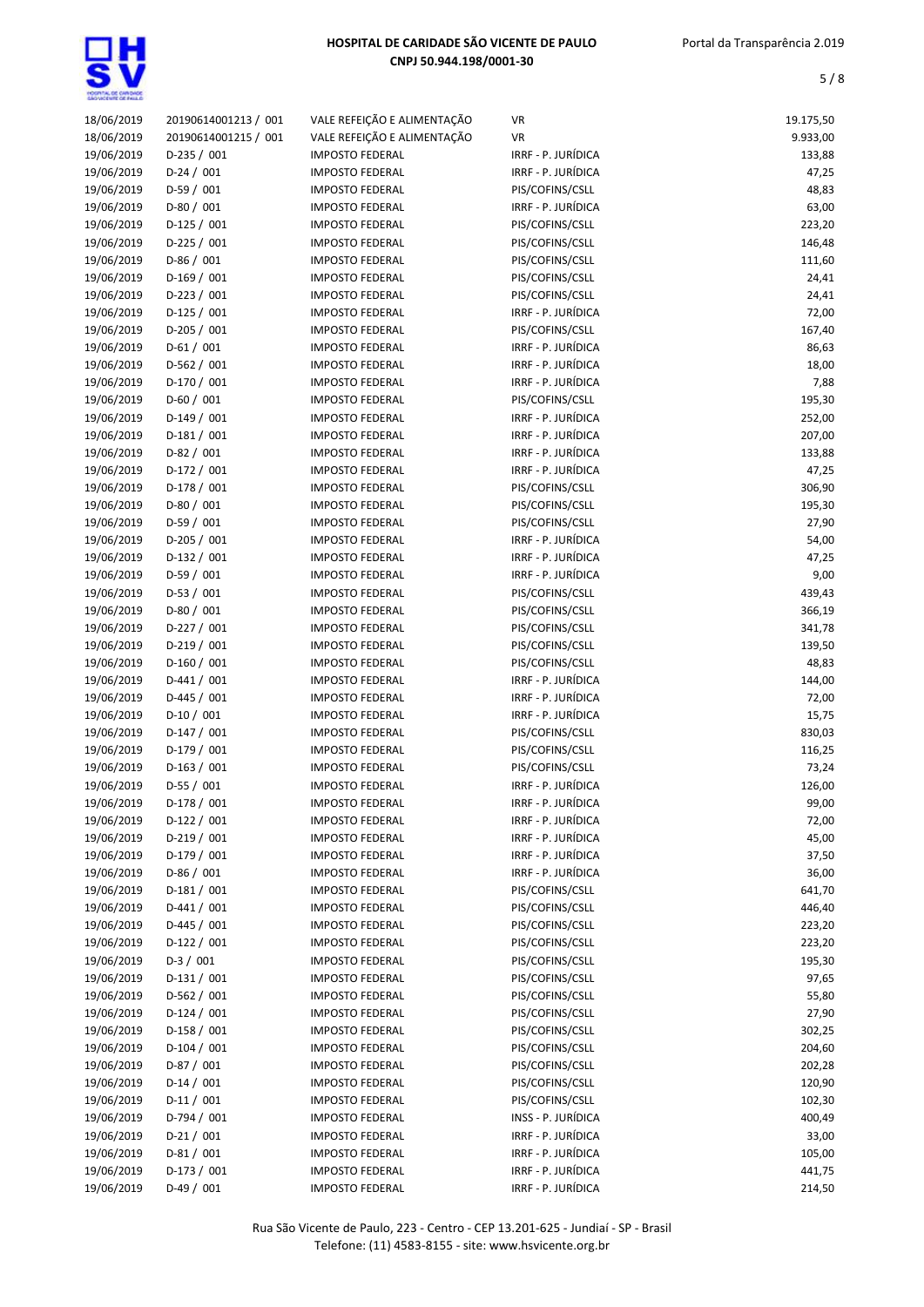| | | | | |
|---|---|---|---|---|
| 18/06/2019 | 20190614001213 / 001 | VALE REFEIÇÃO E ALIMENTAÇÃO | VR | 19.175,50 |
| 18/06/2019 | 20190614001215 / 001 | VALE REFEIÇÃO E ALIMENTAÇÃO | VR | 9.933,00 |
| 19/06/2019 | D-235 / 001 | IMPOSTO FEDERAL | IRRF - P. JURÍDICA | 133,88 |
| 19/06/2019 | D-24 / 001 | IMPOSTO FEDERAL | IRRF - P. JURÍDICA | 47,25 |
| 19/06/2019 | D-59 / 001 | IMPOSTO FEDERAL | PIS/COFINS/CSLL | 48,83 |
| 19/06/2019 | D-80 / 001 | IMPOSTO FEDERAL | IRRF - P. JURÍDICA | 63,00 |
| 19/06/2019 | D-125 / 001 | IMPOSTO FEDERAL | PIS/COFINS/CSLL | 223,20 |
| 19/06/2019 | D-225 / 001 | IMPOSTO FEDERAL | PIS/COFINS/CSLL | 146,48 |
| 19/06/2019 | D-86 / 001 | IMPOSTO FEDERAL | PIS/COFINS/CSLL | 111,60 |
| 19/06/2019 | D-169 / 001 | IMPOSTO FEDERAL | PIS/COFINS/CSLL | 24,41 |
| 19/06/2019 | D-223 / 001 | IMPOSTO FEDERAL | PIS/COFINS/CSLL | 24,41 |
| 19/06/2019 | D-125 / 001 | IMPOSTO FEDERAL | IRRF - P. JURÍDICA | 72,00 |
| 19/06/2019 | D-205 / 001 | IMPOSTO FEDERAL | PIS/COFINS/CSLL | 167,40 |
| 19/06/2019 | D-61 / 001 | IMPOSTO FEDERAL | IRRF - P. JURÍDICA | 86,63 |
| 19/06/2019 | D-562 / 001 | IMPOSTO FEDERAL | IRRF - P. JURÍDICA | 18,00 |
| 19/06/2019 | D-170 / 001 | IMPOSTO FEDERAL | IRRF - P. JURÍDICA | 7,88 |
| 19/06/2019 | D-60 / 001 | IMPOSTO FEDERAL | PIS/COFINS/CSLL | 195,30 |
| 19/06/2019 | D-149 / 001 | IMPOSTO FEDERAL | IRRF - P. JURÍDICA | 252,00 |
| 19/06/2019 | D-181 / 001 | IMPOSTO FEDERAL | IRRF - P. JURÍDICA | 207,00 |
| 19/06/2019 | D-82 / 001 | IMPOSTO FEDERAL | IRRF - P. JURÍDICA | 133,88 |
| 19/06/2019 | D-172 / 001 | IMPOSTO FEDERAL | IRRF - P. JURÍDICA | 47,25 |
| 19/06/2019 | D-178 / 001 | IMPOSTO FEDERAL | PIS/COFINS/CSLL | 306,90 |
| 19/06/2019 | D-80 / 001 | IMPOSTO FEDERAL | PIS/COFINS/CSLL | 195,30 |
| 19/06/2019 | D-59 / 001 | IMPOSTO FEDERAL | PIS/COFINS/CSLL | 27,90 |
| 19/06/2019 | D-205 / 001 | IMPOSTO FEDERAL | IRRF - P. JURÍDICA | 54,00 |
| 19/06/2019 | D-132 / 001 | IMPOSTO FEDERAL | IRRF - P. JURÍDICA | 47,25 |
| 19/06/2019 | D-59 / 001 | IMPOSTO FEDERAL | IRRF - P. JURÍDICA | 9,00 |
| 19/06/2019 | D-53 / 001 | IMPOSTO FEDERAL | PIS/COFINS/CSLL | 439,43 |
| 19/06/2019 | D-80 / 001 | IMPOSTO FEDERAL | PIS/COFINS/CSLL | 366,19 |
| 19/06/2019 | D-227 / 001 | IMPOSTO FEDERAL | PIS/COFINS/CSLL | 341,78 |
| 19/06/2019 | D-219 / 001 | IMPOSTO FEDERAL | PIS/COFINS/CSLL | 139,50 |
| 19/06/2019 | D-160 / 001 | IMPOSTO FEDERAL | PIS/COFINS/CSLL | 48,83 |
| 19/06/2019 | D-441 / 001 | IMPOSTO FEDERAL | IRRF - P. JURÍDICA | 144,00 |
| 19/06/2019 | D-445 / 001 | IMPOSTO FEDERAL | IRRF - P. JURÍDICA | 72,00 |
| 19/06/2019 | D-10 / 001 | IMPOSTO FEDERAL | IRRF - P. JURÍDICA | 15,75 |
| 19/06/2019 | D-147 / 001 | IMPOSTO FEDERAL | PIS/COFINS/CSLL | 830,03 |
| 19/06/2019 | D-179 / 001 | IMPOSTO FEDERAL | PIS/COFINS/CSLL | 116,25 |
| 19/06/2019 | D-163 / 001 | IMPOSTO FEDERAL | PIS/COFINS/CSLL | 73,24 |
| 19/06/2019 | D-55 / 001 | IMPOSTO FEDERAL | IRRF - P. JURÍDICA | 126,00 |
| 19/06/2019 | D-178 / 001 | IMPOSTO FEDERAL | IRRF - P. JURÍDICA | 99,00 |
| 19/06/2019 | D-122 / 001 | IMPOSTO FEDERAL | IRRF - P. JURÍDICA | 72,00 |
| 19/06/2019 | D-219 / 001 | IMPOSTO FEDERAL | IRRF - P. JURÍDICA | 45,00 |
| 19/06/2019 | D-179 / 001 | IMPOSTO FEDERAL | IRRF - P. JURÍDICA | 37,50 |
| 19/06/2019 | D-86 / 001 | IMPOSTO FEDERAL | IRRF - P. JURÍDICA | 36,00 |
| 19/06/2019 | D-181 / 001 | IMPOSTO FEDERAL | PIS/COFINS/CSLL | 641,70 |
| 19/06/2019 | D-441 / 001 | IMPOSTO FEDERAL | PIS/COFINS/CSLL | 446,40 |
| 19/06/2019 | D-445 / 001 | IMPOSTO FEDERAL | PIS/COFINS/CSLL | 223,20 |
| 19/06/2019 | D-122 / 001 | IMPOSTO FEDERAL | PIS/COFINS/CSLL | 223,20 |
| 19/06/2019 | D-3 / 001 | IMPOSTO FEDERAL | PIS/COFINS/CSLL | 195,30 |
| 19/06/2019 | D-131 / 001 | IMPOSTO FEDERAL | PIS/COFINS/CSLL | 97,65 |
| 19/06/2019 | D-562 / 001 | IMPOSTO FEDERAL | PIS/COFINS/CSLL | 55,80 |
| 19/06/2019 | D-124 / 001 | IMPOSTO FEDERAL | PIS/COFINS/CSLL | 27,90 |
| 19/06/2019 | D-158 / 001 | IMPOSTO FEDERAL | PIS/COFINS/CSLL | 302,25 |
| 19/06/2019 | D-104 / 001 | IMPOSTO FEDERAL | PIS/COFINS/CSLL | 204,60 |
| 19/06/2019 | D-87 / 001 | IMPOSTO FEDERAL | PIS/COFINS/CSLL | 202,28 |
| 19/06/2019 | D-14 / 001 | IMPOSTO FEDERAL | PIS/COFINS/CSLL | 120,90 |
| 19/06/2019 | D-11 / 001 | IMPOSTO FEDERAL | PIS/COFINS/CSLL | 102,30 |
| 19/06/2019 | D-794 / 001 | IMPOSTO FEDERAL | INSS - P. JURÍDICA | 400,49 |
| 19/06/2019 | D-21 / 001 | IMPOSTO FEDERAL | IRRF - P. JURÍDICA | 33,00 |
| 19/06/2019 | D-81 / 001 | IMPOSTO FEDERAL | IRRF - P. JURÍDICA | 105,00 |
| 19/06/2019 | D-173 / 001 | IMPOSTO FEDERAL | IRRF - P. JURÍDICA | 441,75 |
| 19/06/2019 | D-49 / 001 | IMPOSTO FEDERAL | IRRF - P. JURÍDICA | 214,50 |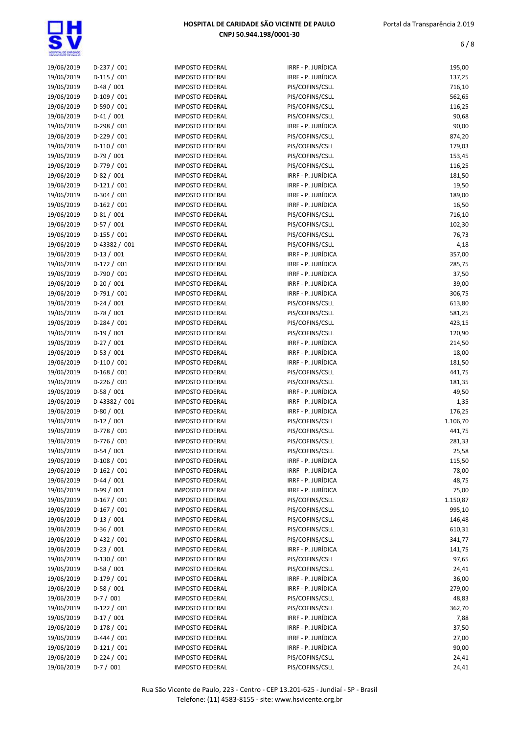| | | | | |
|---|---|---|---|---|
| 19/06/2019 | D-237 / 001 | IMPOSTO FEDERAL | IRRF - P. JURÍDICA | 195,00 |
| 19/06/2019 | D-115 / 001 | IMPOSTO FEDERAL | IRRF - P. JURÍDICA | 137,25 |
| 19/06/2019 | D-48 / 001 | IMPOSTO FEDERAL | PIS/COFINS/CSLL | 716,10 |
| 19/06/2019 | D-109 / 001 | IMPOSTO FEDERAL | PIS/COFINS/CSLL | 562,65 |
| 19/06/2019 | D-590 / 001 | IMPOSTO FEDERAL | PIS/COFINS/CSLL | 116,25 |
| 19/06/2019 | D-41 / 001 | IMPOSTO FEDERAL | PIS/COFINS/CSLL | 90,68 |
| 19/06/2019 | D-298 / 001 | IMPOSTO FEDERAL | IRRF - P. JURÍDICA | 90,00 |
| 19/06/2019 | D-229 / 001 | IMPOSTO FEDERAL | PIS/COFINS/CSLL | 874,20 |
| 19/06/2019 | D-110 / 001 | IMPOSTO FEDERAL | PIS/COFINS/CSLL | 179,03 |
| 19/06/2019 | D-79 / 001 | IMPOSTO FEDERAL | PIS/COFINS/CSLL | 153,45 |
| 19/06/2019 | D-779 / 001 | IMPOSTO FEDERAL | PIS/COFINS/CSLL | 116,25 |
| 19/06/2019 | D-82 / 001 | IMPOSTO FEDERAL | IRRF - P. JURÍDICA | 181,50 |
| 19/06/2019 | D-121 / 001 | IMPOSTO FEDERAL | IRRF - P. JURÍDICA | 19,50 |
| 19/06/2019 | D-304 / 001 | IMPOSTO FEDERAL | IRRF - P. JURÍDICA | 189,00 |
| 19/06/2019 | D-162 / 001 | IMPOSTO FEDERAL | IRRF - P. JURÍDICA | 16,50 |
| 19/06/2019 | D-81 / 001 | IMPOSTO FEDERAL | PIS/COFINS/CSLL | 716,10 |
| 19/06/2019 | D-57 / 001 | IMPOSTO FEDERAL | PIS/COFINS/CSLL | 102,30 |
| 19/06/2019 | D-155 / 001 | IMPOSTO FEDERAL | PIS/COFINS/CSLL | 76,73 |
| 19/06/2019 | D-43382 / 001 | IMPOSTO FEDERAL | PIS/COFINS/CSLL | 4,18 |
| 19/06/2019 | D-13 / 001 | IMPOSTO FEDERAL | IRRF - P. JURÍDICA | 357,00 |
| 19/06/2019 | D-172 / 001 | IMPOSTO FEDERAL | IRRF - P. JURÍDICA | 285,75 |
| 19/06/2019 | D-790 / 001 | IMPOSTO FEDERAL | IRRF - P. JURÍDICA | 37,50 |
| 19/06/2019 | D-20 / 001 | IMPOSTO FEDERAL | IRRF - P. JURÍDICA | 39,00 |
| 19/06/2019 | D-791 / 001 | IMPOSTO FEDERAL | IRRF - P. JURÍDICA | 306,75 |
| 19/06/2019 | D-24 / 001 | IMPOSTO FEDERAL | PIS/COFINS/CSLL | 613,80 |
| 19/06/2019 | D-78 / 001 | IMPOSTO FEDERAL | PIS/COFINS/CSLL | 581,25 |
| 19/06/2019 | D-284 / 001 | IMPOSTO FEDERAL | PIS/COFINS/CSLL | 423,15 |
| 19/06/2019 | D-19 / 001 | IMPOSTO FEDERAL | PIS/COFINS/CSLL | 120,90 |
| 19/06/2019 | D-27 / 001 | IMPOSTO FEDERAL | IRRF - P. JURÍDICA | 214,50 |
| 19/06/2019 | D-53 / 001 | IMPOSTO FEDERAL | IRRF - P. JURÍDICA | 18,00 |
| 19/06/2019 | D-110 / 001 | IMPOSTO FEDERAL | IRRF - P. JURÍDICA | 181,50 |
| 19/06/2019 | D-168 / 001 | IMPOSTO FEDERAL | PIS/COFINS/CSLL | 441,75 |
| 19/06/2019 | D-226 / 001 | IMPOSTO FEDERAL | PIS/COFINS/CSLL | 181,35 |
| 19/06/2019 | D-58 / 001 | IMPOSTO FEDERAL | IRRF - P. JURÍDICA | 49,50 |
| 19/06/2019 | D-43382 / 001 | IMPOSTO FEDERAL | IRRF - P. JURÍDICA | 1,35 |
| 19/06/2019 | D-80 / 001 | IMPOSTO FEDERAL | IRRF - P. JURÍDICA | 176,25 |
| 19/06/2019 | D-12 / 001 | IMPOSTO FEDERAL | PIS/COFINS/CSLL | 1.106,70 |
| 19/06/2019 | D-778 / 001 | IMPOSTO FEDERAL | PIS/COFINS/CSLL | 441,75 |
| 19/06/2019 | D-776 / 001 | IMPOSTO FEDERAL | PIS/COFINS/CSLL | 281,33 |
| 19/06/2019 | D-54 / 001 | IMPOSTO FEDERAL | PIS/COFINS/CSLL | 25,58 |
| 19/06/2019 | D-108 / 001 | IMPOSTO FEDERAL | IRRF - P. JURÍDICA | 115,50 |
| 19/06/2019 | D-162 / 001 | IMPOSTO FEDERAL | IRRF - P. JURÍDICA | 78,00 |
| 19/06/2019 | D-44 / 001 | IMPOSTO FEDERAL | IRRF - P. JURÍDICA | 48,75 |
| 19/06/2019 | D-99 / 001 | IMPOSTO FEDERAL | IRRF - P. JURÍDICA | 75,00 |
| 19/06/2019 | D-167 / 001 | IMPOSTO FEDERAL | PIS/COFINS/CSLL | 1.150,87 |
| 19/06/2019 | D-167 / 001 | IMPOSTO FEDERAL | PIS/COFINS/CSLL | 995,10 |
| 19/06/2019 | D-13 / 001 | IMPOSTO FEDERAL | PIS/COFINS/CSLL | 146,48 |
| 19/06/2019 | D-36 / 001 | IMPOSTO FEDERAL | PIS/COFINS/CSLL | 610,31 |
| 19/06/2019 | D-432 / 001 | IMPOSTO FEDERAL | PIS/COFINS/CSLL | 341,77 |
| 19/06/2019 | D-23 / 001 | IMPOSTO FEDERAL | IRRF - P. JURÍDICA | 141,75 |
| 19/06/2019 | D-130 / 001 | IMPOSTO FEDERAL | PIS/COFINS/CSLL | 97,65 |
| 19/06/2019 | D-58 / 001 | IMPOSTO FEDERAL | PIS/COFINS/CSLL | 24,41 |
| 19/06/2019 | D-179 / 001 | IMPOSTO FEDERAL | IRRF - P. JURÍDICA | 36,00 |
| 19/06/2019 | D-58 / 001 | IMPOSTO FEDERAL | IRRF - P. JURÍDICA | 279,00 |
| 19/06/2019 | D-7 / 001 | IMPOSTO FEDERAL | PIS/COFINS/CSLL | 48,83 |
| 19/06/2019 | D-122 / 001 | IMPOSTO FEDERAL | PIS/COFINS/CSLL | 362,70 |
| 19/06/2019 | D-17 / 001 | IMPOSTO FEDERAL | IRRF - P. JURÍDICA | 7,88 |
| 19/06/2019 | D-178 / 001 | IMPOSTO FEDERAL | IRRF - P. JURÍDICA | 37,50 |
| 19/06/2019 | D-444 / 001 | IMPOSTO FEDERAL | IRRF - P. JURÍDICA | 27,00 |
| 19/06/2019 | D-121 / 001 | IMPOSTO FEDERAL | IRRF - P. JURÍDICA | 90,00 |
| 19/06/2019 | D-224 / 001 | IMPOSTO FEDERAL | PIS/COFINS/CSLL | 24,41 |
| 19/06/2019 | D-7 / 001 | IMPOSTO FEDERAL | PIS/COFINS/CSLL | 24,41 |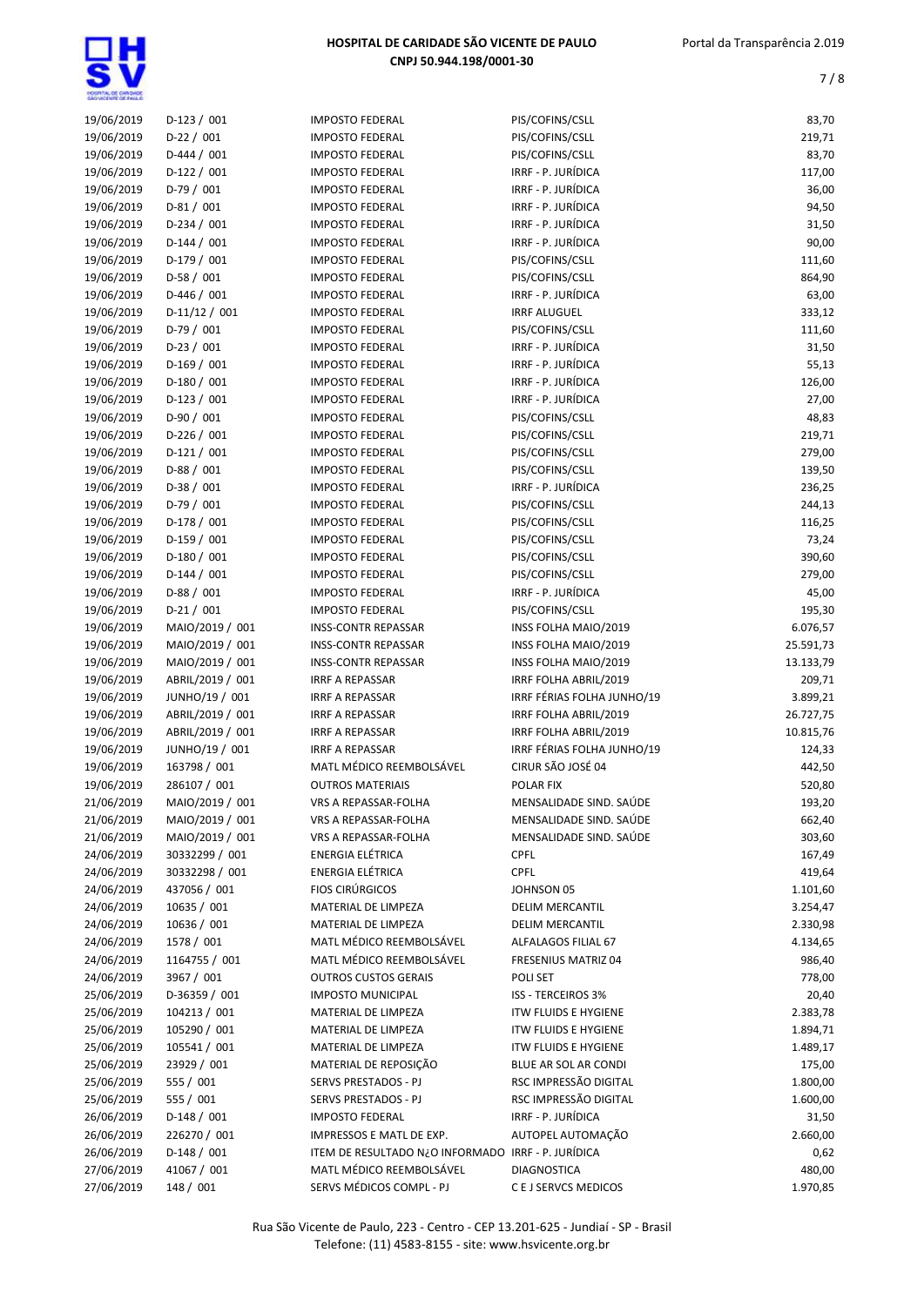| | | | | |
|---|---|---|---|---|
| 19/06/2019 | D-123 / 001 | IMPOSTO FEDERAL | PIS/COFINS/CSLL | 83,70 |
| 19/06/2019 | D-22 / 001 | IMPOSTO FEDERAL | PIS/COFINS/CSLL | 219,71 |
| 19/06/2019 | D-444 / 001 | IMPOSTO FEDERAL | PIS/COFINS/CSLL | 83,70 |
| 19/06/2019 | D-122 / 001 | IMPOSTO FEDERAL | IRRF - P. JURÍDICA | 117,00 |
| 19/06/2019 | D-79 / 001 | IMPOSTO FEDERAL | IRRF - P. JURÍDICA | 36,00 |
| 19/06/2019 | D-81 / 001 | IMPOSTO FEDERAL | IRRF - P. JURÍDICA | 94,50 |
| 19/06/2019 | D-234 / 001 | IMPOSTO FEDERAL | IRRF - P. JURÍDICA | 31,50 |
| 19/06/2019 | D-144 / 001 | IMPOSTO FEDERAL | IRRF - P. JURÍDICA | 90,00 |
| 19/06/2019 | D-179 / 001 | IMPOSTO FEDERAL | PIS/COFINS/CSLL | 111,60 |
| 19/06/2019 | D-58 / 001 | IMPOSTO FEDERAL | PIS/COFINS/CSLL | 864,90 |
| 19/06/2019 | D-446 / 001 | IMPOSTO FEDERAL | IRRF - P. JURÍDICA | 63,00 |
| 19/06/2019 | D-11/12 / 001 | IMPOSTO FEDERAL | IRRF ALUGUEL | 333,12 |
| 19/06/2019 | D-79 / 001 | IMPOSTO FEDERAL | PIS/COFINS/CSLL | 111,60 |
| 19/06/2019 | D-23 / 001 | IMPOSTO FEDERAL | IRRF - P. JURÍDICA | 31,50 |
| 19/06/2019 | D-169 / 001 | IMPOSTO FEDERAL | IRRF - P. JURÍDICA | 55,13 |
| 19/06/2019 | D-180 / 001 | IMPOSTO FEDERAL | IRRF - P. JURÍDICA | 126,00 |
| 19/06/2019 | D-123 / 001 | IMPOSTO FEDERAL | IRRF - P. JURÍDICA | 27,00 |
| 19/06/2019 | D-90 / 001 | IMPOSTO FEDERAL | PIS/COFINS/CSLL | 48,83 |
| 19/06/2019 | D-226 / 001 | IMPOSTO FEDERAL | PIS/COFINS/CSLL | 219,71 |
| 19/06/2019 | D-121 / 001 | IMPOSTO FEDERAL | PIS/COFINS/CSLL | 279,00 |
| 19/06/2019 | D-88 / 001 | IMPOSTO FEDERAL | PIS/COFINS/CSLL | 139,50 |
| 19/06/2019 | D-38 / 001 | IMPOSTO FEDERAL | IRRF - P. JURÍDICA | 236,25 |
| 19/06/2019 | D-79 / 001 | IMPOSTO FEDERAL | PIS/COFINS/CSLL | 244,13 |
| 19/06/2019 | D-178 / 001 | IMPOSTO FEDERAL | PIS/COFINS/CSLL | 116,25 |
| 19/06/2019 | D-159 / 001 | IMPOSTO FEDERAL | PIS/COFINS/CSLL | 73,24 |
| 19/06/2019 | D-180 / 001 | IMPOSTO FEDERAL | PIS/COFINS/CSLL | 390,60 |
| 19/06/2019 | D-144 / 001 | IMPOSTO FEDERAL | PIS/COFINS/CSLL | 279,00 |
| 19/06/2019 | D-88 / 001 | IMPOSTO FEDERAL | IRRF - P. JURÍDICA | 45,00 |
| 19/06/2019 | D-21 / 001 | IMPOSTO FEDERAL | PIS/COFINS/CSLL | 195,30 |
| 19/06/2019 | MAIO/2019 / 001 | INSS-CONTR REPASSAR | INSS FOLHA MAIO/2019 | 6.076,57 |
| 19/06/2019 | MAIO/2019 / 001 | INSS-CONTR REPASSAR | INSS FOLHA MAIO/2019 | 25.591,73 |
| 19/06/2019 | MAIO/2019 / 001 | INSS-CONTR REPASSAR | INSS FOLHA MAIO/2019 | 13.133,79 |
| 19/06/2019 | ABRIL/2019 / 001 | IRRF A REPASSAR | IRRF FOLHA ABRIL/2019 | 209,71 |
| 19/06/2019 | JUNHO/19 / 001 | IRRF A REPASSAR | IRRF FÉRIAS FOLHA JUNHO/19 | 3.899,21 |
| 19/06/2019 | ABRIL/2019 / 001 | IRRF A REPASSAR | IRRF FOLHA ABRIL/2019 | 26.727,75 |
| 19/06/2019 | ABRIL/2019 / 001 | IRRF A REPASSAR | IRRF FOLHA ABRIL/2019 | 10.815,76 |
| 19/06/2019 | JUNHO/19 / 001 | IRRF A REPASSAR | IRRF FÉRIAS FOLHA JUNHO/19 | 124,33 |
| 19/06/2019 | 163798 / 001 | MATL MÉDICO REEMBOLSÁVEL | CIRUR SÃO JOSÉ 04 | 442,50 |
| 19/06/2019 | 286107 / 001 | OUTROS MATERIAIS | POLAR FIX | 520,80 |
| 21/06/2019 | MAIO/2019 / 001 | VRS A REPASSAR-FOLHA | MENSALIDADE SIND. SAÚDE | 193,20 |
| 21/06/2019 | MAIO/2019 / 001 | VRS A REPASSAR-FOLHA | MENSALIDADE SIND. SAÚDE | 662,40 |
| 21/06/2019 | MAIO/2019 / 001 | VRS A REPASSAR-FOLHA | MENSALIDADE SIND. SAÚDE | 303,60 |
| 24/06/2019 | 30332299 / 001 | ENERGIA ELÉTRICA | CPFL | 167,49 |
| 24/06/2019 | 30332298 / 001 | ENERGIA ELÉTRICA | CPFL | 419,64 |
| 24/06/2019 | 437056 / 001 | FIOS CIRÚRGICOS | JOHNSON 05 | 1.101,60 |
| 24/06/2019 | 10635 / 001 | MATERIAL DE LIMPEZA | DELIM MERCANTIL | 3.254,47 |
| 24/06/2019 | 10636 / 001 | MATERIAL DE LIMPEZA | DELIM MERCANTIL | 2.330,98 |
| 24/06/2019 | 1578 / 001 | MATL MÉDICO REEMBOLSÁVEL | ALFALAGOS FILIAL 67 | 4.134,65 |
| 24/06/2019 | 1164755 / 001 | MATL MÉDICO REEMBOLSÁVEL | FRESENIUS MATRIZ 04 | 986,40 |
| 24/06/2019 | 3967 / 001 | OUTROS CUSTOS GERAIS | POLI SET | 778,00 |
| 25/06/2019 | D-36359 / 001 | IMPOSTO MUNICIPAL | ISS - TERCEIROS 3% | 20,40 |
| 25/06/2019 | 104213 / 001 | MATERIAL DE LIMPEZA | ITW FLUIDS E HYGIENE | 2.383,78 |
| 25/06/2019 | 105290 / 001 | MATERIAL DE LIMPEZA | ITW FLUIDS E HYGIENE | 1.894,71 |
| 25/06/2019 | 105541 / 001 | MATERIAL DE LIMPEZA | ITW FLUIDS E HYGIENE | 1.489,17 |
| 25/06/2019 | 23929 / 001 | MATERIAL DE REPOSIÇÃO | BLUE AR SOL AR CONDI | 175,00 |
| 25/06/2019 | 555 / 001 | SERVS PRESTADOS - PJ | RSC IMPRESSÃO DIGITAL | 1.800,00 |
| 25/06/2019 | 555 / 001 | SERVS PRESTADOS - PJ | RSC IMPRESSÃO DIGITAL | 1.600,00 |
| 26/06/2019 | D-148 / 001 | IMPOSTO FEDERAL | IRRF - P. JURÍDICA | 31,50 |
| 26/06/2019 | 226270 / 001 | IMPRESSOS E MATL DE EXP. | AUTOPEL AUTOMAÇÃO | 2.660,00 |
| 26/06/2019 | D-148 / 001 | ITEM DE RESULTADO N¿O INFORMADO | IRRF - P. JURÍDICA | 0,62 |
| 27/06/2019 | 41067 / 001 | MATL MÉDICO REEMBOLSÁVEL | DIAGNOSTICA | 480,00 |
| 27/06/2019 | 148 / 001 | SERVS MÉDICOS COMPL - PJ | C E J SERVCS MEDICOS | 1.970,85 |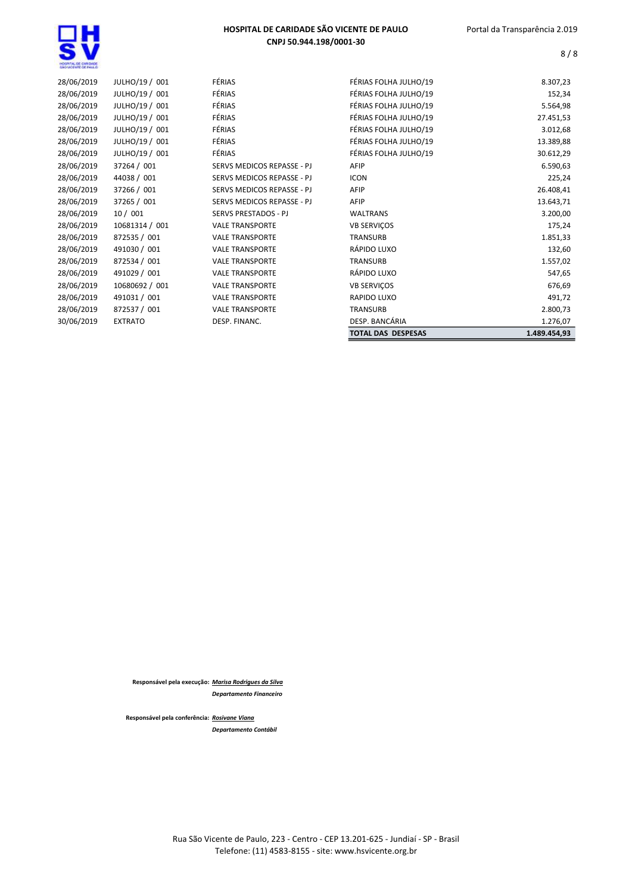| | | | | |
|---|---|---|---|---|
| 28/06/2019 | JULHO/19 / 001 | FÉRIAS | FÉRIAS FOLHA JULHO/19 | 8.307,23 |
| 28/06/2019 | JULHO/19 / 001 | FÉRIAS | FÉRIAS FOLHA JULHO/19 | 152,34 |
| 28/06/2019 | JULHO/19 / 001 | FÉRIAS | FÉRIAS FOLHA JULHO/19 | 5.564,98 |
| 28/06/2019 | JULHO/19 / 001 | FÉRIAS | FÉRIAS FOLHA JULHO/19 | 27.451,53 |
| 28/06/2019 | JULHO/19 / 001 | FÉRIAS | FÉRIAS FOLHA JULHO/19 | 3.012,68 |
| 28/06/2019 | JULHO/19 / 001 | FÉRIAS | FÉRIAS FOLHA JULHO/19 | 13.389,88 |
| 28/06/2019 | JULHO/19 / 001 | FÉRIAS | FÉRIAS FOLHA JULHO/19 | 30.612,29 |
| 28/06/2019 | 37264 / 001 | SERVS MEDICOS REPASSE - PJ | AFIP | 6.590,63 |
| 28/06/2019 | 44038 / 001 | SERVS MEDICOS REPASSE - PJ | ICON | 225,24 |
| 28/06/2019 | 37266 / 001 | SERVS MEDICOS REPASSE - PJ | AFIP | 26.408,41 |
| 28/06/2019 | 37265 / 001 | SERVS MEDICOS REPASSE - PJ | AFIP | 13.643,71 |
| 28/06/2019 | 10 / 001 | SERVS PRESTADOS - PJ | WALTRANS | 3.200,00 |
| 28/06/2019 | 10681314 / 001 | VALE TRANSPORTE | VB SERVIÇOS | 175,24 |
| 28/06/2019 | 872535 / 001 | VALE TRANSPORTE | TRANSURB | 1.851,33 |
| 28/06/2019 | 491030 / 001 | VALE TRANSPORTE | RÁPIDO LUXO | 132,60 |
| 28/06/2019 | 872534 / 001 | VALE TRANSPORTE | TRANSURB | 1.557,02 |
| 28/06/2019 | 491029 / 001 | VALE TRANSPORTE | RÁPIDO LUXO | 547,65 |
| 28/06/2019 | 10680692 / 001 | VALE TRANSPORTE | VB SERVIÇOS | 676,69 |
| 28/06/2019 | 491031 / 001 | VALE TRANSPORTE | RAPIDO LUXO | 491,72 |
| 28/06/2019 | 872537 / 001 | VALE TRANSPORTE | TRANSURB | 2.800,73 |
| 30/06/2019 | EXTRATO | DESP. FINANC. | DESP. BANCÁRIA | 1.276,07 |
| | | | **TOTAL DAS DESPESAS** | **1.489.454,93** |

**Responsável pela execução:** ***Marisa Rodrigues da Silva***
***Departamento Financeiro***

**Responsável pela conferência:** ***Rosivane Viana***
***Departamento Contábil***

Rua São Vicente de Paulo, 223 - Centro - CEP 13.201-625 - Jundiaí - SP - Brasil
Telefone: (11) 4583-8155 - site: www.hsvicente.org.br